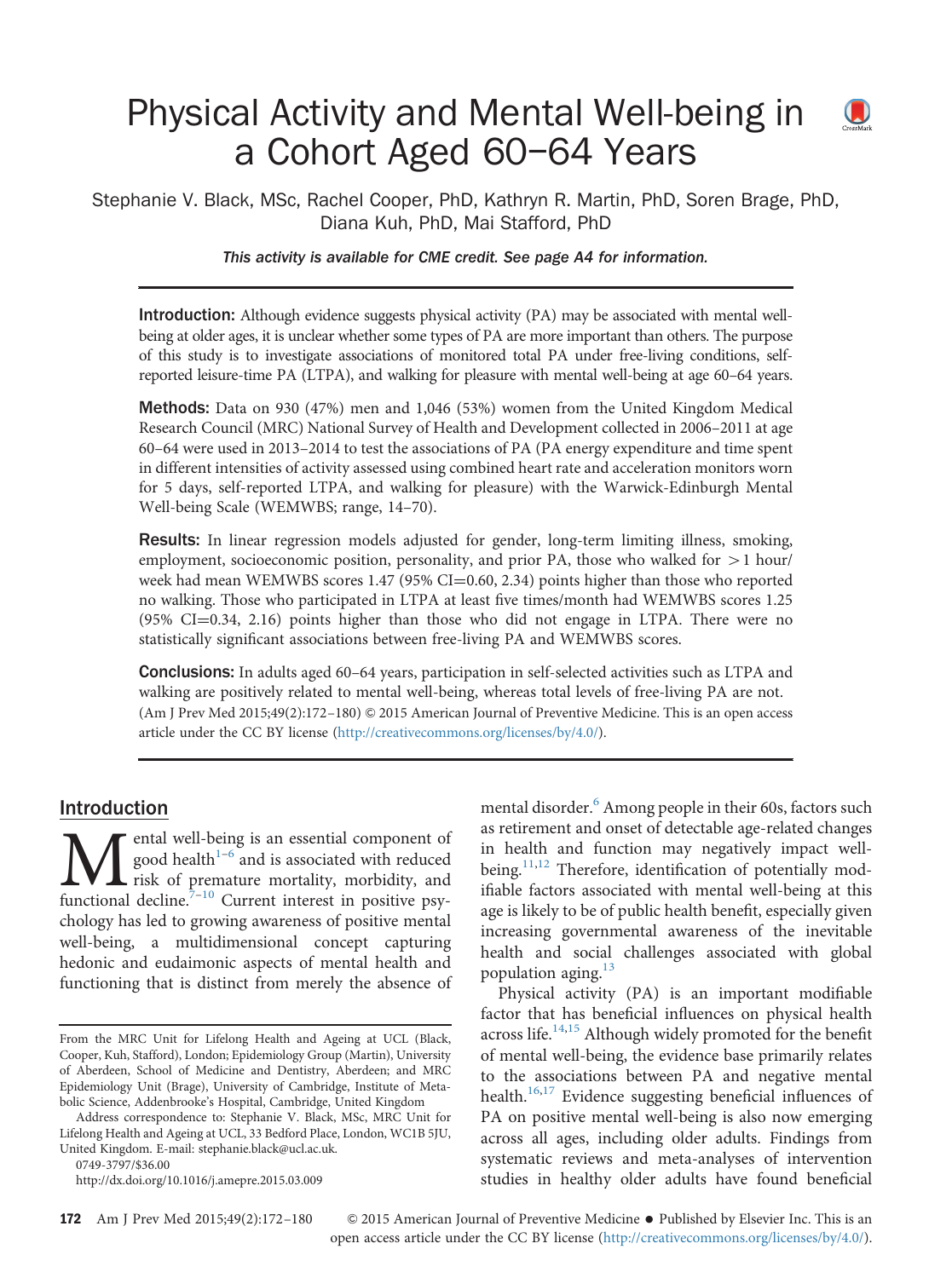# Physical Activity and Mental Well-being in a Cohort Aged 60–64 Years

Stephanie V. Black, MSc, Rachel Cooper, PhD, Kathryn R. Martin, PhD, Soren Brage, PhD, Diana Kuh, PhD, Mai Stafford, PhD

*This activity is available for CME credit. See page A4 for information.*

**Introduction:** Although evidence suggests physical activity (PA) may be associated with mental well-being at older ages, it is unclear whether some types of PA are more important than others. The purpose of this study is to investigate associations of monitored total PA under free-living conditions, self-reported leisure-time PA (LTPA), and walking for pleasure with mental well-being at age 60–64 years.

**Methods:** Data on 930 (47%) men and 1,046 (53%) women from the United Kingdom Medical Research Council (MRC) National Survey of Health and Development collected in 2006–2011 at age 60–64 were used in 2013–2014 to test the associations of PA (PA energy expenditure and time spent in different intensities of activity assessed using combined heart rate and acceleration monitors worn for 5 days, self-reported LTPA, and walking for pleasure) with the Warwick-Edinburgh Mental Well-being Scale (WEMWBS; range, 14–70).

**Results:** In linear regression models adjusted for gender, long-term limiting illness, smoking, employment, socioeconomic position, personality, and prior PA, those who walked for >1 hour/week had mean WEMWBS scores 1.47 (95% CI=0.60, 2.34) points higher than those who reported no walking. Those who participated in LTPA at least five times/month had WEMWBS scores 1.25 (95% CI=0.34, 2.16) points higher than those who did not engage in LTPA. There were no statistically significant associations between free-living PA and WEMWBS scores.

**Conclusions:** In adults aged 60–64 years, participation in self-selected activities such as LTPA and walking are positively related to mental well-being, whereas total levels of free-living PA are not.
(Am J Prev Med 2015;49(2):172–180) © 2015 American Journal of Preventive Medicine. This is an open access article under the CC BY license (http://creativecommons.org/licenses/by/4.0/).

## Introduction

Mental well-being is an essential component of good health[1–6] and is associated with reduced risk of premature mortality, morbidity, and functional decline.[7–10] Current interest in positive psychology has led to growing awareness of positive mental well-being, a multidimensional concept capturing hedonic and eudaimonic aspects of mental health and functioning that is distinct from merely the absence of mental disorder.[6] Among people in their 60s, factors such as retirement and onset of detectable age-related changes in health and function may negatively impact well-being.[11,12] Therefore, identification of potentially modifiable factors associated with mental well-being at this age is likely to be of public health benefit, especially given increasing governmental awareness of the inevitable health and social challenges associated with global population aging.[13]

Physical activity (PA) is an important modifiable factor that has beneficial influences on physical health across life.[14,15] Although widely promoted for the benefit of mental well-being, the evidence base primarily relates to the associations between PA and negative mental health.[16,17] Evidence suggesting beneficial influences of PA on positive mental well-being is also now emerging across all ages, including older adults. Findings from systematic reviews and meta-analyses of intervention studies in healthy older adults have found beneficial

From the MRC Unit for Lifelong Health and Ageing at UCL (Black, Cooper, Kuh, Stafford), London; Epidemiology Group (Martin), University of Aberdeen, School of Medicine and Dentistry, Aberdeen; and MRC Epidemiology Unit (Brage), University of Cambridge, Institute of Metabolic Science, Addenbrooke's Hospital, Cambridge, United Kingdom

Address correspondence to: Stephanie V. Black, MSc, MRC Unit for Lifelong Health and Ageing at UCL, 33 Bedford Place, London, WC1B 5JU, United Kingdom. E-mail: stephanie.black@ucl.ac.uk.

0749-3797/$36.00

http://dx.doi.org/10.1016/j.amepre.2015.03.009

© 2015 American Journal of Preventive Medicine • Published by Elsevier Inc. This is an open access article under the CC BY license (http://creativecommons.org/licenses/by/4.0/).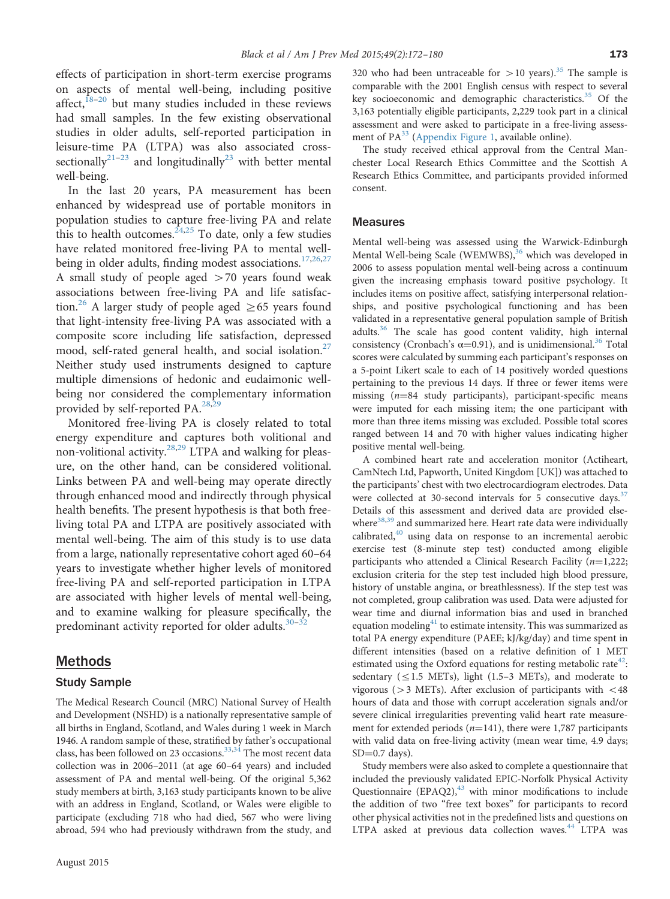effects of participation in short-term exercise programs on aspects of mental well-being, including positive affect,[18–20] but many studies included in these reviews had small samples. In the few existing observational studies in older adults, self-reported participation in leisure-time PA (LTPA) was also associated cross-sectionally[21–23] and longitudinally[23] with better mental well-being.

In the last 20 years, PA measurement has been enhanced by widespread use of portable monitors in population studies to capture free-living PA and relate this to health outcomes.[24,25] To date, only a few studies have related monitored free-living PA to mental well-being in older adults, finding modest associations.[17,26,27] A small study of people aged >70 years found weak associations between free-living PA and life satisfaction.[26] A larger study of people aged ≥65 years found that light-intensity free-living PA was associated with a composite score including life satisfaction, depressed mood, self-rated general health, and social isolation.[27] Neither study used instruments designed to capture multiple dimensions of hedonic and eudaimonic well-being nor considered the complementary information provided by self-reported PA.[28,29]

Monitored free-living PA is closely related to total energy expenditure and captures both volitional and non-volitional activity.[28,29] LTPA and walking for pleasure, on the other hand, can be considered volitional. Links between PA and well-being may operate directly through enhanced mood and indirectly through physical health benefits. The present hypothesis is that both free-living total PA and LTPA are positively associated with mental well-being. The aim of this study is to use data from a large, nationally representative cohort aged 60–64 years to investigate whether higher levels of monitored free-living PA and self-reported participation in LTPA are associated with higher levels of mental well-being, and to examine walking for pleasure specifically, the predominant activity reported for older adults.[30–32]

## Methods

### Study Sample

The Medical Research Council (MRC) National Survey of Health and Development (NSHD) is a nationally representative sample of all births in England, Scotland, and Wales during 1 week in March 1946. A random sample of these, stratified by father's occupational class, has been followed on 23 occasions.[33,34] The most recent data collection was in 2006–2011 (at age 60–64 years) and included assessment of PA and mental well-being. Of the original 5,362 study members at birth, 3,163 study participants known to be alive with an address in England, Scotland, or Wales were eligible to participate (excluding 718 who had died, 567 who were living abroad, 594 who had previously withdrawn from the study, and 320 who had been untraceable for >10 years).[35] The sample is comparable with the 2001 English census with respect to several key socioeconomic and demographic characteristics.[35] Of the 3,163 potentially eligible participants, 2,229 took part in a clinical assessment and were asked to participate in a free-living assessment of PA[33] (Appendix Figure 1, available online).

The study received ethical approval from the Central Manchester Local Research Ethics Committee and the Scottish A Research Ethics Committee, and participants provided informed consent.

### Measures

Mental well-being was assessed using the Warwick-Edinburgh Mental Well-being Scale (WEMWBS),[36] which was developed in 2006 to assess population mental well-being across a continuum given the increasing emphasis toward positive psychology. It includes items on positive affect, satisfying interpersonal relationships, and positive psychological functioning and has been validated in a representative general population sample of British adults.[36] The scale has good content validity, high internal consistency (Cronbach's $\alpha$=0.91), and is unidimensional.[36] Total scores were calculated by summing each participant's responses on a 5-point Likert scale to each of 14 positively worded questions pertaining to the previous 14 days. If three or fewer items were missing ($n$=84 study participants), participant-specific means were imputed for each missing item; the one participant with more than three items missing was excluded. Possible total scores ranged between 14 and 70 with higher values indicating higher positive mental well-being.

A combined heart rate and acceleration monitor (Actiheart, CamNtech Ltd, Papworth, United Kingdom [UK]) was attached to the participants' chest with two electrocardiogram electrodes. Data were collected at 30-second intervals for 5 consecutive days.[37] Details of this assessment and derived data are provided elsewhere[38,39] and summarized here. Heart rate data were individually calibrated,[40] using data on response to an incremental aerobic exercise test (8-minute step test) conducted among eligible participants who attended a Clinical Research Facility ($n$=1,222; exclusion criteria for the step test included high blood pressure, history of unstable angina, or breathlessness). If the step test was not completed, group calibration was used. Data were adjusted for wear time and diurnal information bias and used in branched equation modeling[41] to estimate intensity. This was summarized as total PA energy expenditure (PAEE; kJ/kg/day) and time spent in different intensities (based on a relative definition of 1 MET estimated using the Oxford equations for resting metabolic rate[42]: sedentary (≤1.5 METs), light (1.5–3 METs), and moderate to vigorous (>3 METs). After exclusion of participants with <48 hours of data and those with corrupt acceleration signals and/or severe clinical irregularities preventing valid heart rate measurement for extended periods ($n$=141), there were 1,787 participants with valid data on free-living activity (mean wear time, 4.9 days; SD=0.7 days).

Study members were also asked to complete a questionnaire that included the previously validated EPIC-Norfolk Physical Activity Questionnaire (EPAQ2),[43] with minor modifications to include the addition of two "free text boxes" for participants to record other physical activities not in the predefined lists and questions on LTPA asked at previous data collection waves.[44] LTPA was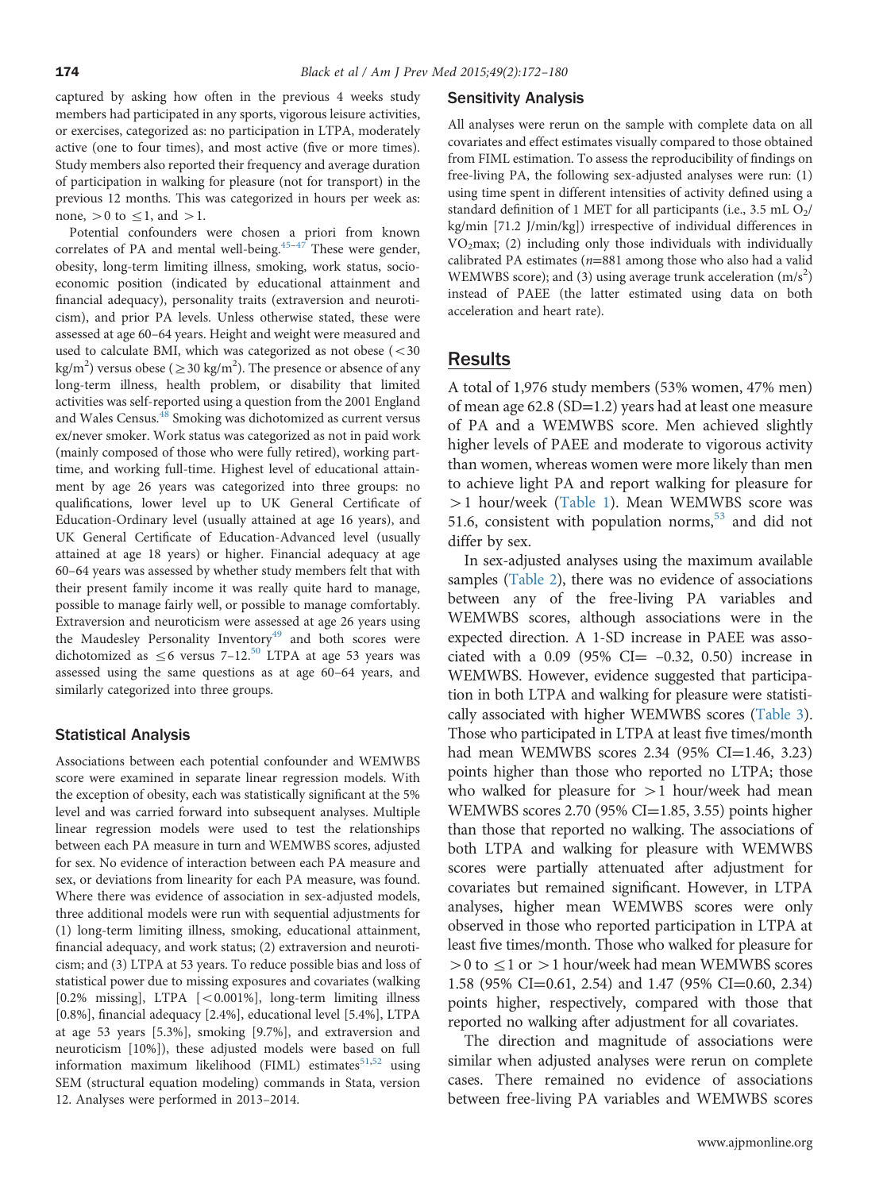captured by asking how often in the previous 4 weeks study members had participated in any sports, vigorous leisure activities, or exercises, categorized as: no participation in LTPA, moderately active (one to four times), and most active (five or more times). Study members also reported their frequency and average duration of participation in walking for pleasure (not for transport) in the previous 12 months. This was categorized in hours per week as: none, >0 to ≤1, and >1.

Potential confounders were chosen a priori from known correlates of PA and mental well-being.[45–47] These were gender, obesity, long-term limiting illness, smoking, work status, socioeconomic position (indicated by educational attainment and financial adequacy), personality traits (extraversion and neuroticism), and prior PA levels. Unless otherwise stated, these were assessed at age 60–64 years. Height and weight were measured and used to calculate BMI, which was categorized as not obese (<30 $kg/m^2$) versus obese (≥30 $kg/m^2$). The presence or absence of any long-term illness, health problem, or disability that limited activities was self-reported using a question from the 2001 England and Wales Census.[48] Smoking was dichotomized as current versus ex/never smoker. Work status was categorized as not in paid work (mainly composed of those who were fully retired), working part-time, and working full-time. Highest level of educational attainment by age 26 years was categorized into three groups: no qualifications, lower level up to UK General Certificate of Education-Ordinary level (usually attained at age 16 years), and UK General Certificate of Education-Advanced level (usually attained at age 18 years) or higher. Financial adequacy at age 60–64 years was assessed by whether study members felt that with their present family income it was really quite hard to manage, possible to manage fairly well, or possible to manage comfortably. Extraversion and neuroticism were assessed at age 26 years using the Maudesley Personality Inventory[49] and both scores were dichotomized as ≤6 versus 7–12.[50] LTPA at age 53 years was assessed using the same questions as at age 60–64 years, and similarly categorized into three groups.

## Statistical Analysis

Associations between each potential confounder and WEMWBS score were examined in separate linear regression models. With the exception of obesity, each was statistically significant at the 5% level and was carried forward into subsequent analyses. Multiple linear regression models were used to test the relationships between each PA measure in turn and WEMWBS scores, adjusted for sex. No evidence of interaction between each PA measure and sex, or deviations from linearity for each PA measure, was found. Where there was evidence of association in sex-adjusted models, three additional models were run with sequential adjustments for (1) long-term limiting illness, smoking, educational attainment, financial adequacy, and work status; (2) extraversion and neuroticism; and (3) LTPA at 53 years. To reduce possible bias and loss of statistical power due to missing exposures and covariates (walking [0.2% missing], LTPA [<0.001%], long-term limiting illness [0.8%], financial adequacy [2.4%], educational level [5.4%], LTPA at age 53 years [5.3%], smoking [9.7%], and extraversion and neuroticism [10%]), these adjusted models were based on full information maximum likelihood (FIML) estimates[51,52] using SEM (structural equation modeling) commands in Stata, version 12. Analyses were performed in 2013–2014.

## Sensitivity Analysis

All analyses were rerun on the sample with complete data on all covariates and effect estimates visually compared to those obtained from FIML estimation. To assess the reproducibility of findings on free-living PA, the following sex-adjusted analyses were run: (1) using time spent in different intensities of activity defined using a standard definition of 1 MET for all participants (i.e., 3.5 mL $O_2$/kg/min [71.2 J/min/kg]) irrespective of individual differences in $VO_2$max; (2) including only those individuals with individually calibrated PA estimates ($n$=881 among those who also had a valid WEMWBS score); and (3) using average trunk acceleration ($m/s^2$) instead of PAEE (the latter estimated using data on both acceleration and heart rate).

# Results

A total of 1,976 study members (53% women, 47% men) of mean age 62.8 (SD=1.2) years had at least one measure of PA and a WEMWBS score. Men achieved slightly higher levels of PAEE and moderate to vigorous activity than women, whereas women were more likely than men to achieve light PA and report walking for pleasure for >1 hour/week (Table 1). Mean WEMWBS score was 51.6, consistent with population norms,[53] and did not differ by sex.

In sex-adjusted analyses using the maximum available samples (Table 2), there was no evidence of associations between any of the free-living PA variables and WEMWBS scores, although associations were in the expected direction. A 1-SD increase in PAEE was associated with a 0.09 (95% CI= –0.32, 0.50) increase in WEMWBS. However, evidence suggested that participation in both LTPA and walking for pleasure were statistically associated with higher WEMWBS scores (Table 3). Those who participated in LTPA at least five times/month had mean WEMWBS scores 2.34 (95% CI=1.46, 3.23) points higher than those who reported no LTPA; those who walked for pleasure for >1 hour/week had mean WEMWBS scores 2.70 (95% CI=1.85, 3.55) points higher than those that reported no walking. The associations of both LTPA and walking for pleasure with WEMWBS scores were partially attenuated after adjustment for covariates but remained significant. However, in LTPA analyses, higher mean WEMWBS scores were only observed in those who reported participation in LTPA at least five times/month. Those who walked for pleasure for >0 to ≤1 or >1 hour/week had mean WEMWBS scores 1.58 (95% CI=0.61, 2.54) and 1.47 (95% CI=0.60, 2.34) points higher, respectively, compared with those that reported no walking after adjustment for all covariates.

The direction and magnitude of associations were similar when adjusted analyses were rerun on complete cases. There remained no evidence of associations between free-living PA variables and WEMWBS scores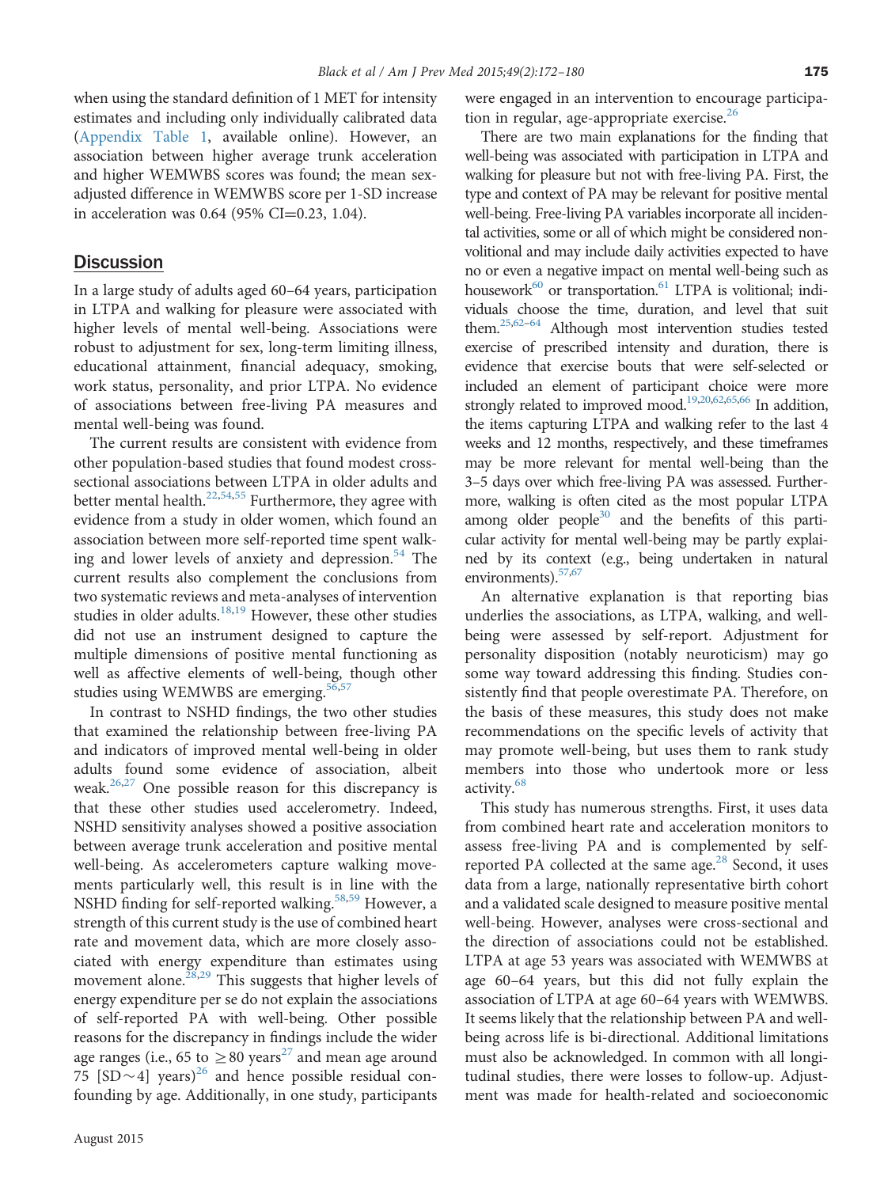when using the standard definition of 1 MET for intensity estimates and including only individually calibrated data (Appendix Table 1, available online). However, an association between higher average trunk acceleration and higher WEMWBS scores was found; the mean sex-adjusted difference in WEMWBS score per 1-SD increase in acceleration was 0.64 (95% CI=0.23, 1.04).

## Discussion

In a large study of adults aged 60–64 years, participation in LTPA and walking for pleasure were associated with higher levels of mental well-being. Associations were robust to adjustment for sex, long-term limiting illness, educational attainment, financial adequacy, smoking, work status, personality, and prior LTPA. No evidence of associations between free-living PA measures and mental well-being was found.

The current results are consistent with evidence from other population-based studies that found modest cross-sectional associations between LTPA in older adults and better mental health.[22,54,55] Furthermore, they agree with evidence from a study in older women, which found an association between more self-reported time spent walking and lower levels of anxiety and depression.[54] The current results also complement the conclusions from two systematic reviews and meta-analyses of intervention studies in older adults.[18,19] However, these other studies did not use an instrument designed to capture the multiple dimensions of positive mental functioning as well as affective elements of well-being, though other studies using WEMWBS are emerging.[56,57]

In contrast to NSHD findings, the two other studies that examined the relationship between free-living PA and indicators of improved mental well-being in older adults found some evidence of association, albeit weak.[26,27] One possible reason for this discrepancy is that these other studies used accelerometry. Indeed, NSHD sensitivity analyses showed a positive association between average trunk acceleration and positive mental well-being. As accelerometers capture walking movements particularly well, this result is in line with the NSHD finding for self-reported walking.[58,59] However, a strength of this current study is the use of combined heart rate and movement data, which are more closely associated with energy expenditure than estimates using movement alone.[28,29] This suggests that higher levels of energy expenditure per se do not explain the associations of self-reported PA with well-being. Other possible reasons for the discrepancy in findings include the wider age ranges (i.e., 65 to ≥80 years[27] and mean age around 75 [SD∼4] years)[26] and hence possible residual confounding by age. Additionally, in one study, participants were engaged in an intervention to encourage participation in regular, age-appropriate exercise.[26]

There are two main explanations for the finding that well-being was associated with participation in LTPA and walking for pleasure but not with free-living PA. First, the type and context of PA may be relevant for positive mental well-being. Free-living PA variables incorporate all incidental activities, some or all of which might be considered non-volitional and may include daily activities expected to have no or even a negative impact on mental well-being such as housework[60] or transportation.[61] LTPA is volitional; individuals choose the time, duration, and level that suit them.[25,62–64] Although most intervention studies tested exercise of prescribed intensity and duration, there is evidence that exercise bouts that were self-selected or included an element of participant choice were more strongly related to improved mood.[19,20,62,65,66] In addition, the items capturing LTPA and walking refer to the last 4 weeks and 12 months, respectively, and these timeframes may be more relevant for mental well-being than the 3–5 days over which free-living PA was assessed. Furthermore, walking is often cited as the most popular LTPA among older people[30] and the benefits of this particular activity for mental well-being may be partly explained by its context (e.g., being undertaken in natural environments).[57,67]

An alternative explanation is that reporting bias underlies the associations, as LTPA, walking, and well-being were assessed by self-report. Adjustment for personality disposition (notably neuroticism) may go some way toward addressing this finding. Studies consistently find that people overestimate PA. Therefore, on the basis of these measures, this study does not make recommendations on the specific levels of activity that may promote well-being, but uses them to rank study members into those who undertook more or less activity.[68]

This study has numerous strengths. First, it uses data from combined heart rate and acceleration monitors to assess free-living PA and is complemented by self-reported PA collected at the same age.[28] Second, it uses data from a large, nationally representative birth cohort and a validated scale designed to measure positive mental well-being. However, analyses were cross-sectional and the direction of associations could not be established. LTPA at age 53 years was associated with WEMWBS at age 60–64 years, but this did not fully explain the association of LTPA at age 60–64 years with WEMWBS. It seems likely that the relationship between PA and well-being across life is bi-directional. Additional limitations must also be acknowledged. In common with all longitudinal studies, there were losses to follow-up. Adjustment was made for health-related and socioeconomic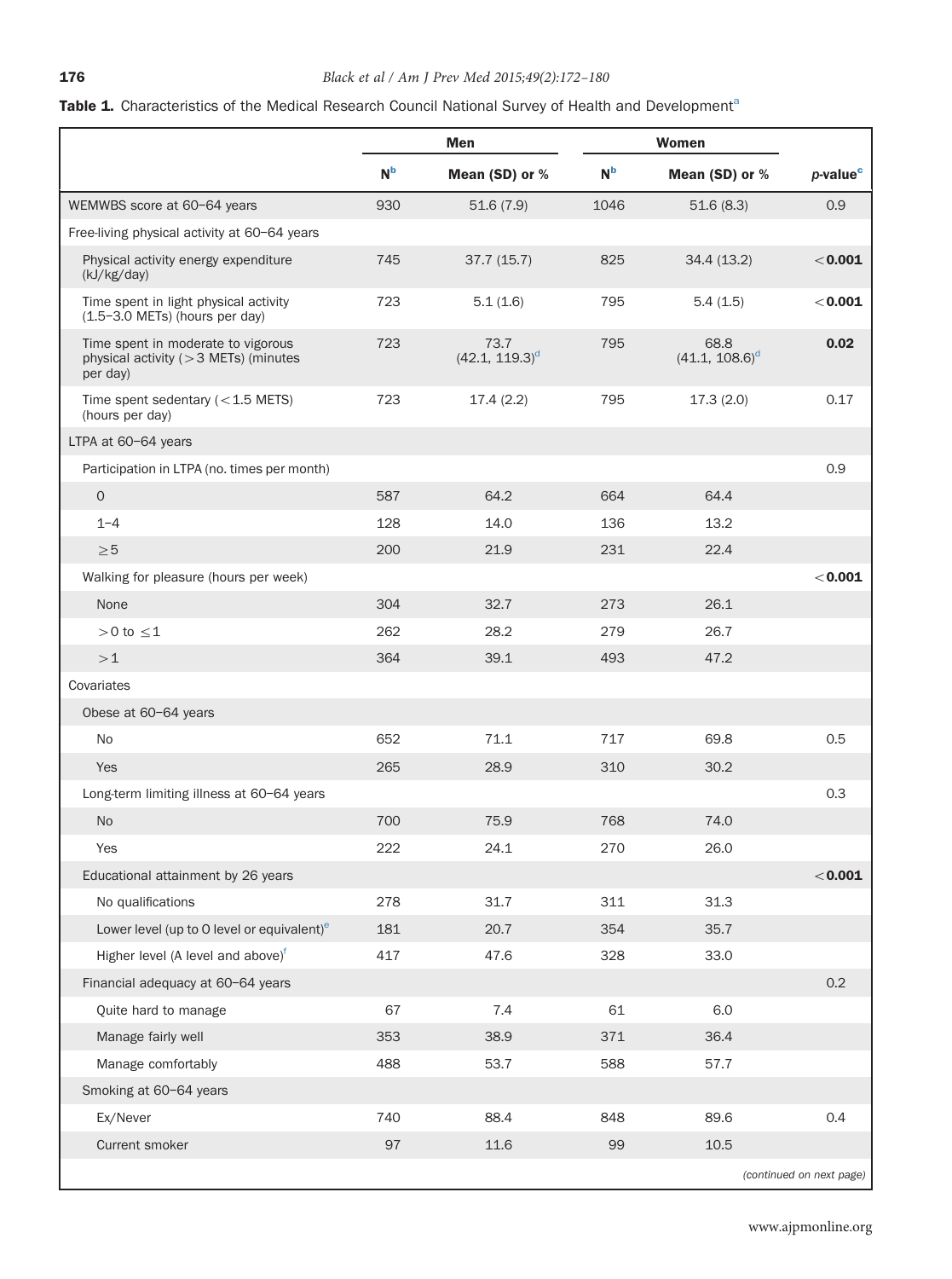**Table 1.** Characteristics of the Medical Research Council National Survey of Health and Development[a]

| | Men | | Women | | |
|---|---|---|---|---|---|
| | N[b] | Mean (SD) or % | N[b] | Mean (SD) or % | *p*-value[c] |
| WEMWBS score at 60–64 years | 930 | 51.6 (7.9) | 1046 | 51.6 (8.3) | 0.9 |
| Free-living physical activity at 60–64 years | | | | | |
| Physical activity energy expenditure (kJ/kg/day) | 745 | 37.7 (15.7) | 825 | 34.4 (13.2) | **<0.001** |
| Time spent in light physical activity (1.5–3.0 METs) (hours per day) | 723 | 5.1 (1.6) | 795 | 5.4 (1.5) | **<0.001** |
| Time spent in moderate to vigorous physical activity (>3 METs) (minutes per day) | 723 | 73.7 (42.1, 119.3)[d] | 795 | 68.8 (41.1, 108.6)[d] | **0.02** |
| Time spent sedentary (<1.5 METS) (hours per day) | 723 | 17.4 (2.2) | 795 | 17.3 (2.0) | 0.17 |
| LTPA at 60–64 years | | | | | |
| Participation in LTPA (no. times per month) | | | | | 0.9 |
| 0 | 587 | 64.2 | 664 | 64.4 | |
| 1–4 | 128 | 14.0 | 136 | 13.2 | |
| ≥5 | 200 | 21.9 | 231 | 22.4 | |
| Walking for pleasure (hours per week) | | | | | **<0.001** |
| None | 304 | 32.7 | 273 | 26.1 | |
| >0 to ≤1 | 262 | 28.2 | 279 | 26.7 | |
| >1 | 364 | 39.1 | 493 | 47.2 | |
| Covariates | | | | | |
| Obese at 60–64 years | | | | | |
| No | 652 | 71.1 | 717 | 69.8 | 0.5 |
| Yes | 265 | 28.9 | 310 | 30.2 | |
| Long-term limiting illness at 60–64 years | | | | | 0.3 |
| No | 700 | 75.9 | 768 | 74.0 | |
| Yes | 222 | 24.1 | 270 | 26.0 | |
| Educational attainment by 26 years | | | | | **<0.001** |
| No qualifications | 278 | 31.7 | 311 | 31.3 | |
| Lower level (up to O level or equivalent)[e] | 181 | 20.7 | 354 | 35.7 | |
| Higher level (A level and above)[f] | 417 | 47.6 | 328 | 33.0 | |
| Financial adequacy at 60–64 years | | | | | 0.2 |
| Quite hard to manage | 67 | 7.4 | 61 | 6.0 | |
| Manage fairly well | 353 | 38.9 | 371 | 36.4 | |
| Manage comfortably | 488 | 53.7 | 588 | 57.7 | |
| Smoking at 60–64 years | | | | | |
| Ex/Never | 740 | 88.4 | 848 | 89.6 | 0.4 |
| Current smoker | 97 | 11.6 | 99 | 10.5 | |

*(continued on next page)*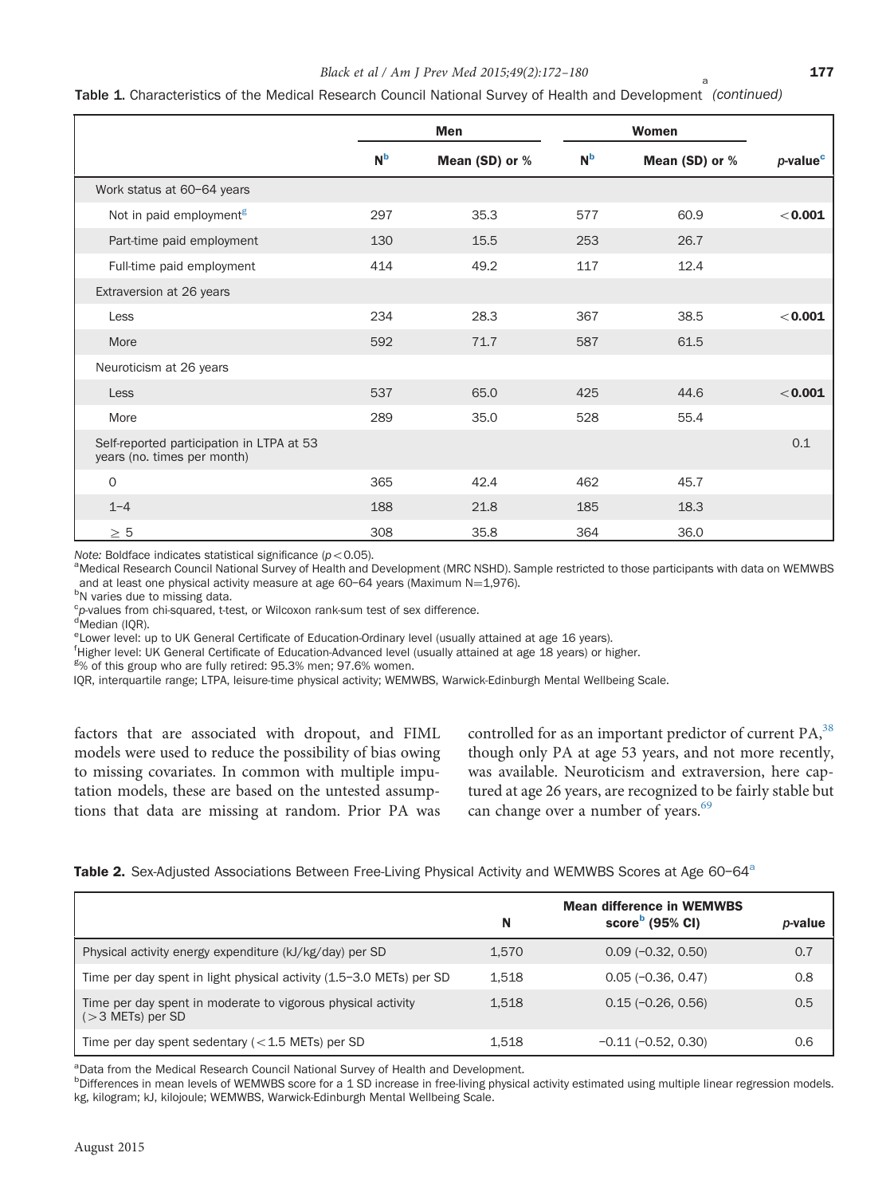**Table 1.** Characteristics of the Medical Research Council National Survey of Health and Development[a] *(continued)*

| | Men | | Women | | |
|---|---|---|---|---|---|
| | N[b] | Mean (SD) or % | N[b] | Mean (SD) or % | *p*-value[c] |
| Work status at 60–64 years | | | | | |
| Not in paid employment[g] | 297 | 35.3 | 577 | 60.9 | **<0.001** |
| Part-time paid employment | 130 | 15.5 | 253 | 26.7 | |
| Full-time paid employment | 414 | 49.2 | 117 | 12.4 | |
| Extraversion at 26 years | | | | | |
| Less | 234 | 28.3 | 367 | 38.5 | **<0.001** |
| More | 592 | 71.7 | 587 | 61.5 | |
| Neuroticism at 26 years | | | | | |
| Less | 537 | 65.0 | 425 | 44.6 | **<0.001** |
| More | 289 | 35.0 | 528 | 55.4 | |
| Self-reported participation in LTPA at 53 years (no. times per month) | | | | | 0.1 |
| 0 | 365 | 42.4 | 462 | 45.7 | |
| 1–4 | 188 | 21.8 | 185 | 18.3 | |
| ≥ 5 | 308 | 35.8 | 364 | 36.0 | |

*Note:* Boldface indicates statistical significance ($p<0.05$).
[a]Medical Research Council National Survey of Health and Development (MRC NSHD). Sample restricted to those participants with data on WEMWBS and at least one physical activity measure at age 60–64 years (Maximum N=1,976).
[b]N varies due to missing data.
[c]*p*-values from chi-squared, t-test, or Wilcoxon rank-sum test of sex difference.
[d]Median (IQR).
[e]Lower level: up to UK General Certificate of Education-Ordinary level (usually attained at age 16 years).
[f]Higher level: UK General Certificate of Education-Advanced level (usually attained at age 18 years) or higher.
[g]% of this group who are fully retired: 95.3% men; 97.6% women.
IQR, interquartile range; LTPA, leisure-time physical activity; WEMWBS, Warwick-Edinburgh Mental Wellbeing Scale.

factors that are associated with dropout, and FIML models were used to reduce the possibility of bias owing to missing covariates. In common with multiple imputation models, these are based on the untested assumptions that data are missing at random. Prior PA was controlled for as an important predictor of current PA,[38] though only PA at age 53 years, and not more recently, was available. Neuroticism and extraversion, here captured at age 26 years, are recognized to be fairly stable but can change over a number of years.[69]

**Table 2.** Sex-Adjusted Associations Between Free-Living Physical Activity and WEMWBS Scores at Age 60–64[a]

| | N | Mean difference in WEMWBS score[b] (95% CI) | *p*-value |
|---|---|---|---|
| Physical activity energy expenditure (kJ/kg/day) per SD | 1,570 | 0.09 (−0.32, 0.50) | 0.7 |
| Time per day spent in light physical activity (1.5–3.0 METs) per SD | 1,518 | 0.05 (−0.36, 0.47) | 0.8 |
| Time per day spent in moderate to vigorous physical activity (>3 METs) per SD | 1,518 | 0.15 (−0.26, 0.56) | 0.5 |
| Time per day spent sedentary (<1.5 METs) per SD | 1,518 | −0.11 (−0.52, 0.30) | 0.6 |

[a]Data from the Medical Research Council National Survey of Health and Development.
[b]Differences in mean levels of WEMWBS score for a 1 SD increase in free-living physical activity estimated using multiple linear regression models.
kg, kilogram; kJ, kilojoule; WEMWBS, Warwick-Edinburgh Mental Wellbeing Scale.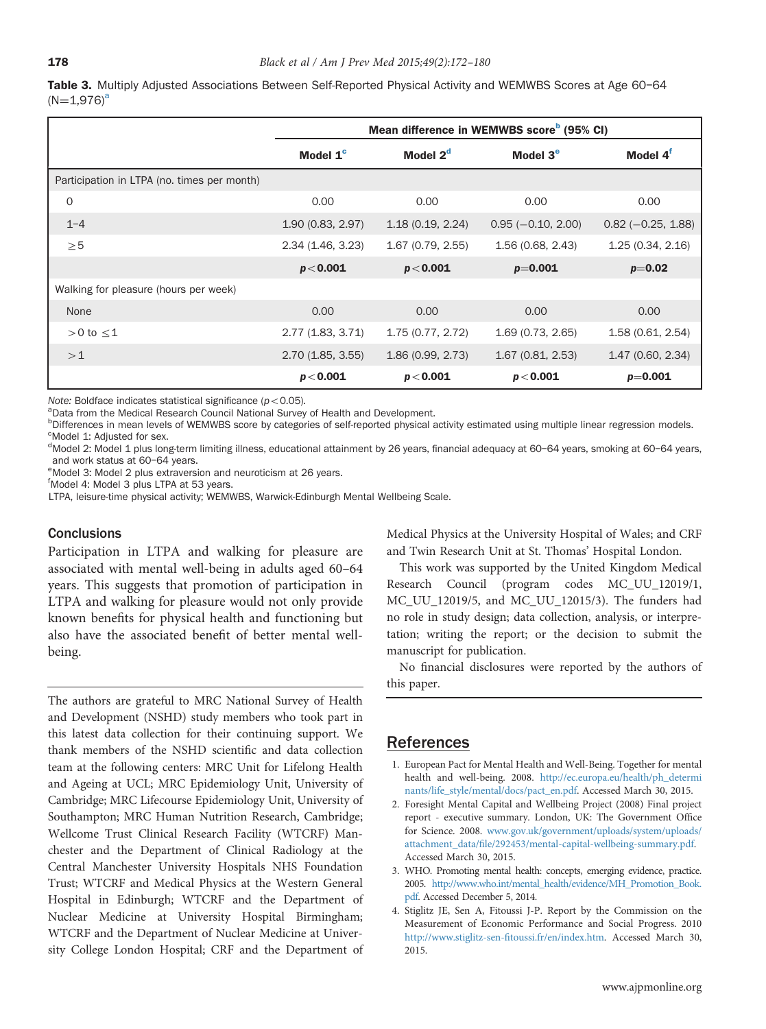**Table 3.** Multiply Adjusted Associations Between Self-Reported Physical Activity and WEMWBS Scores at Age 60–64 (N=1,976)[a]

| | Mean difference in WEMWBS score[b] (95% CI) | | | |
|---|---|---|---|---|
| | Model 1[c] | Model 2[d] | Model 3[e] | Model 4[f] |
| Participation in LTPA (no. times per month) | | | | |
| 0 | 0.00 | 0.00 | 0.00 | 0.00 |
| 1–4 | 1.90 (0.83, 2.97) | 1.18 (0.19, 2.24) | 0.95 (−0.10, 2.00) | 0.82 (−0.25, 1.88) |
| ≥5 | 2.34 (1.46, 3.23) | 1.67 (0.79, 2.55) | 1.56 (0.68, 2.43) | 1.25 (0.34, 2.16) |
| | **$p<0.001$** | **$p<0.001$** | **$p=0.001$** | **$p=0.02$** |
| Walking for pleasure (hours per week) | | | | |
| None | 0.00 | 0.00 | 0.00 | 0.00 |
| >0 to ≤1 | 2.77 (1.83, 3.71) | 1.75 (0.77, 2.72) | 1.69 (0.73, 2.65) | 1.58 (0.61, 2.54) |
| >1 | 2.70 (1.85, 3.55) | 1.86 (0.99, 2.73) | 1.67 (0.81, 2.53) | 1.47 (0.60, 2.34) |
| | **$p<0.001$** | **$p<0.001$** | **$p<0.001$** | **$p=0.001$** |

*Note:* Boldface indicates statistical significance ($p<0.05$).
[a]Data from the Medical Research Council National Survey of Health and Development.
[b]Differences in mean levels of WEMWBS score by categories of self-reported physical activity estimated using multiple linear regression models.
[c]Model 1: Adjusted for sex.
[d]Model 2: Model 1 plus long-term limiting illness, educational attainment by 26 years, financial adequacy at 60–64 years, smoking at 60–64 years, and work status at 60–64 years.
[e]Model 3: Model 2 plus extraversion and neuroticism at 26 years.
[f]Model 4: Model 3 plus LTPA at 53 years.
LTPA, leisure-time physical activity; WEMWBS, Warwick-Edinburgh Mental Wellbeing Scale.

## Conclusions

Participation in LTPA and walking for pleasure are associated with mental well-being in adults aged 60–64 years. This suggests that promotion of participation in LTPA and walking for pleasure would not only provide known benefits for physical health and functioning but also have the associated benefit of better mental well-being.

---

The authors are grateful to MRC National Survey of Health and Development (NSHD) study members who took part in this latest data collection for their continuing support. We thank members of the NSHD scientific and data collection team at the following centers: MRC Unit for Lifelong Health and Ageing at UCL; MRC Epidemiology Unit, University of Cambridge; MRC Lifecourse Epidemiology Unit, University of Southampton; MRC Human Nutrition Research, Cambridge; Wellcome Trust Clinical Research Facility (WTCRF) Manchester and the Department of Clinical Radiology at the Central Manchester University Hospitals NHS Foundation Trust; WTCRF and Medical Physics at the Western General Hospital in Edinburgh; WTCRF and the Department of Nuclear Medicine at University Hospital Birmingham; WTCRF and the Department of Nuclear Medicine at University College London Hospital; CRF and the Department of Medical Physics at the University Hospital of Wales; and CRF and Twin Research Unit at St. Thomas' Hospital London.

This work was supported by the United Kingdom Medical Research Council (program codes MC_UU_12019/1, MC_UU_12019/5, and MC_UU_12015/3). The funders had no role in study design; data collection, analysis, or interpretation; writing the report; or the decision to submit the manuscript for publication.

No financial disclosures were reported by the authors of this paper.

## References

1. European Pact for Mental Health and Well-Being. Together for mental health and well-being. 2008. http://ec.europa.eu/health/ph_determinants/life_style/mental/docs/pact_en.pdf. Accessed March 30, 2015.
2. Foresight Mental Capital and Wellbeing Project (2008) Final project report - executive summary. London, UK: The Government Office for Science. 2008. www.gov.uk/government/uploads/system/uploads/attachment_data/file/292453/mental-capital-wellbeing-summary.pdf. Accessed March 30, 2015.
3. WHO. Promoting mental health: concepts, emerging evidence, practice. 2005. http://www.who.int/mental_health/evidence/MH_Promotion_Book.pdf. Accessed December 5, 2014.
4. Stiglitz JE, Sen A, Fitoussi J-P. Report by the Commission on the Measurement of Economic Performance and Social Progress. 2010 http://www.stiglitz-sen-fitoussi.fr/en/index.htm. Accessed March 30, 2015.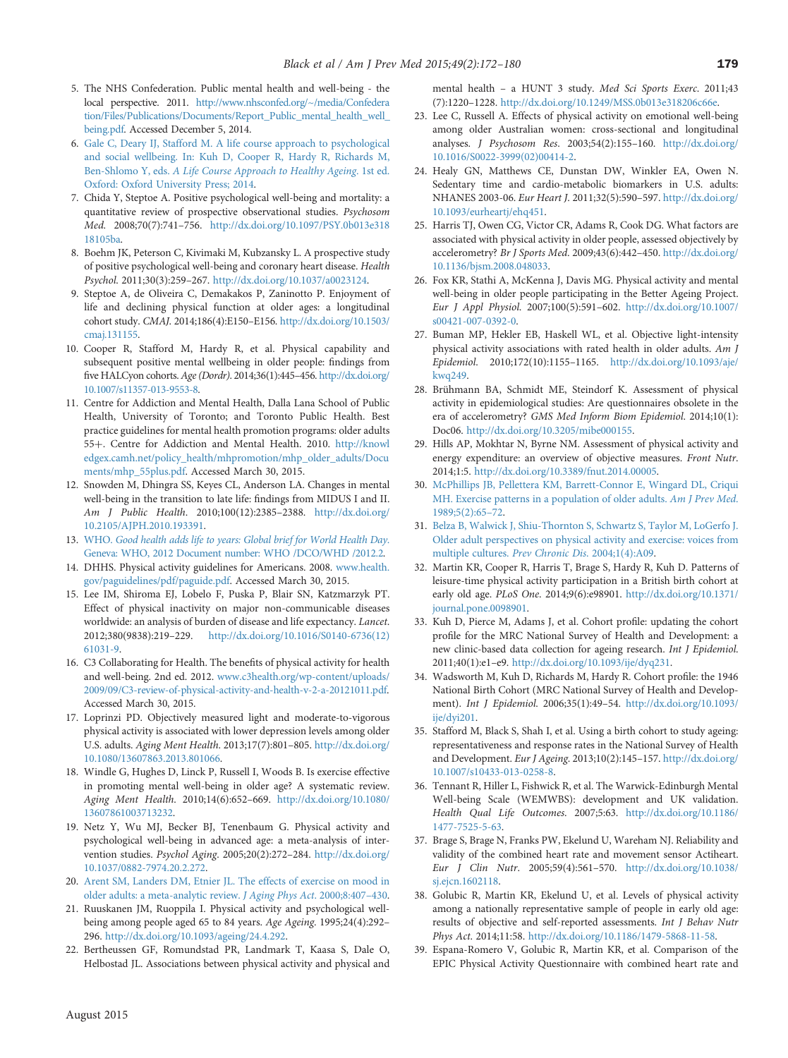5. The NHS Confederation. Public mental health and well-being - the local perspective. 2011. http://www.nhsconfed.org/~/media/Confederation/Files/Publications/Documents/Report_Public_mental_health_well_being.pdf. Accessed December 5, 2014.
6. Gale C, Deary IJ, Stafford M. A life course approach to psychological and social wellbeing. In: Kuh D, Cooper R, Hardy R, Richards M, Ben-Shlomo Y, eds. *A Life Course Approach to Healthy Ageing*. 1st ed. Oxford: Oxford University Press; 2014.
7. Chida Y, Steptoe A. Positive psychological well-being and mortality: a quantitative review of prospective observational studies. *Psychosom Med*. 2008;70(7):741–756. http://dx.doi.org/10.1097/PSY.0b013e31818105ba.
8. Boehm JK, Peterson C, Kivimaki M, Kubzansky L. A prospective study of positive psychological well-being and coronary heart disease. *Health Psychol*. 2011;30(3):259–267. http://dx.doi.org/10.1037/a0023124.
9. Steptoe A, de Oliveira C, Demakakos P, Zaninotto P. Enjoyment of life and declining physical function at older ages: a longitudinal cohort study. *CMAJ*. 2014;186(4):E150–E156. http://dx.doi.org/10.1503/cmaj.131155.
10. Cooper R, Stafford M, Hardy R, et al. Physical capability and subsequent positive mental wellbeing in older people: findings from five HALCyon cohorts. *Age (Dordr)*. 2014;36(1):445–456. http://dx.doi.org/10.1007/s11357-013-9553-8.
11. Centre for Addiction and Mental Health, Dalla Lana School of Public Health, University of Toronto; and Toronto Public Health. Best practice guidelines for mental health promotion programs: older adults 55+. Centre for Addiction and Mental Health. 2010. http://knowledgex.camh.net/policy_health/mhpromotion/mhp_older_adults/Documents/mhp_55plus.pdf. Accessed March 30, 2015.
12. Snowden M, Dhingra SS, Keyes CL, Anderson LA. Changes in mental well-being in the transition to late life: findings from MIDUS I and II. *Am J Public Health*. 2010;100(12):2385–2388. http://dx.doi.org/10.2105/AJPH.2010.193391.
13. WHO. *Good health adds life to years: Global brief for World Health Day*. Geneva: WHO, 2012 Document number: WHO /DCO/WHD /2012.2.
14. DHHS. Physical activity guidelines for Americans. 2008. www.health.gov/paguidelines/pdf/paguide.pdf. Accessed March 30, 2015.
15. Lee IM, Shiroma EJ, Lobelo F, Puska P, Blair SN, Katzmarzyk PT. Effect of physical inactivity on major non-communicable diseases worldwide: an analysis of burden of disease and life expectancy. *Lancet*. 2012;380(9838):219–229. http://dx.doi.org/10.1016/S0140-6736(12)61031-9.
16. C3 Collaborating for Health. The benefits of physical activity for health and well-being. 2nd ed. 2012. www.c3health.org/wp-content/uploads/2009/09/C3-review-of-physical-activity-and-health-v-2-a-20121011.pdf. Accessed March 30, 2015.
17. Loprinzi PD. Objectively measured light and moderate-to-vigorous physical activity is associated with lower depression levels among older U.S. adults. *Aging Ment Health*. 2013;17(7):801–805. http://dx.doi.org/10.1080/13607863.2013.801066.
18. Windle G, Hughes D, Linck P, Russell I, Woods B. Is exercise effective in promoting mental well-being in older age? A systematic review. *Aging Ment Health*. 2010;14(6):652–669. http://dx.doi.org/10.1080/13607861003713232.
19. Netz Y, Wu MJ, Becker BJ, Tenenbaum G. Physical activity and psychological well-being in advanced age: a meta-analysis of intervention studies. *Psychol Aging*. 2005;20(2):272–284. http://dx.doi.org/10.1037/0882-7974.20.2.272.
20. Arent SM, Landers DM, Etnier JL. The effects of exercise on mood in older adults: a meta-analytic review. *J Aging Phys Act*. 2000;8:407–430.
21. Ruuskanen JM, Ruoppila I. Physical activity and psychological well-being among people aged 65 to 84 years. *Age Ageing*. 1995;24(4):292–296. http://dx.doi.org/10.1093/ageing/24.4.292.
22. Bertheussen GF, Romundstad PR, Landmark T, Kaasa S, Dale O, Helbostad JL. Associations between physical activity and physical and mental health – a HUNT 3 study. *Med Sci Sports Exerc*. 2011;43(7):1220–1228. http://dx.doi.org/10.1249/MSS.0b013e318206c66e.
23. Lee C, Russell A. Effects of physical activity on emotional well-being among older Australian women: cross-sectional and longitudinal analyses. *J Psychosom Res*. 2003;54(2):155–160. http://dx.doi.org/10.1016/S0022-3999(02)00414-2.
24. Healy GN, Matthews CE, Dunstan DW, Winkler EA, Owen N. Sedentary time and cardio-metabolic biomarkers in U.S. adults: NHANES 2003-06. *Eur Heart J*. 2011;32(5):590–597. http://dx.doi.org/10.1093/eurheartj/ehq451.
25. Harris TJ, Owen CG, Victor CR, Adams R, Cook DG. What factors are associated with physical activity in older people, assessed objectively by accelerometry? *Br J Sports Med*. 2009;43(6):442–450. http://dx.doi.org/10.1136/bjsm.2008.048033.
26. Fox KR, Stathi A, McKenna J, Davis MG. Physical activity and mental well-being in older people participating in the Better Ageing Project. *Eur J Appl Physiol*. 2007;100(5):591–602. http://dx.doi.org/10.1007/s00421-007-0392-0.
27. Buman MP, Hekler EB, Haskell WL, et al. Objective light-intensity physical activity associations with rated health in older adults. *Am J Epidemiol*. 2010;172(10):1155–1165. http://dx.doi.org/10.1093/aje/kwq249.
28. Brühmann BA, Schmidt ME, Steindorf K. Assessment of physical activity in epidemiological studies: Are questionnaires obsolete in the era of accelerometry? *GMS Med Inform Biom Epidemiol*. 2014;10(1):Doc06. http://dx.doi.org/10.3205/mibe000155.
29. Hills AP, Mokhtar N, Byrne NM. Assessment of physical activity and energy expenditure: an overview of objective measures. *Front Nutr*. 2014;1:5. http://dx.doi.org/10.3389/fnut.2014.00005.
30. McPhillips JB, Pellettera KM, Barrett-Connor E, Wingard DL, Criqui MH. Exercise patterns in a population of older adults. *Am J Prev Med*. 1989;5(2):65–72.
31. Belza B, Walwick J, Shiu-Thornton S, Schwartz S, Taylor M, LoGerfo J. Older adult perspectives on physical activity and exercise: voices from multiple cultures. *Prev Chronic Dis*. 2004;1(4):A09.
32. Martin KR, Cooper R, Harris T, Brage S, Hardy R, Kuh D. Patterns of leisure-time physical activity participation in a British birth cohort at early old age. *PLoS One*. 2014;9(6):e98901. http://dx.doi.org/10.1371/journal.pone.0098901.
33. Kuh D, Pierce M, Adams J, et al. Cohort profile: updating the cohort profile for the MRC National Survey of Health and Development: a new clinic-based data collection for ageing research. *Int J Epidemiol*. 2011;40(1):e1–e9. http://dx.doi.org/10.1093/ije/dyq231.
34. Wadsworth M, Kuh D, Richards M, Hardy R. Cohort profile: the 1946 National Birth Cohort (MRC National Survey of Health and Development). *Int J Epidemiol*. 2006;35(1):49–54. http://dx.doi.org/10.1093/ije/dyi201.
35. Stafford M, Black S, Shah I, et al. Using a birth cohort to study ageing: representativeness and response rates in the National Survey of Health and Development. *Eur J Ageing*. 2013;10(2):145–157. http://dx.doi.org/10.1007/s10433-013-0258-8.
36. Tennant R, Hiller L, Fishwick R, et al. The Warwick-Edinburgh Mental Well-being Scale (WEMWBS): development and UK validation. *Health Qual Life Outcomes*. 2007;5:63. http://dx.doi.org/10.1186/1477-7525-5-63.
37. Brage S, Brage N, Franks PW, Ekelund U, Wareham NJ. Reliability and validity of the combined heart rate and movement sensor Actiheart. *Eur J Clin Nutr*. 2005;59(4):561–570. http://dx.doi.org/10.1038/sj.ejcn.1602118.
38. Golubic R, Martin KR, Ekelund U, et al. Levels of physical activity among a nationally representative sample of people in early old age: results of objective and self-reported assessments. *Int J Behav Nutr Phys Act*. 2014;11:58. http://dx.doi.org/10.1186/1479-5868-11-58.
39. Espana-Romero V, Golubic R, Martin KR, et al. Comparison of the EPIC Physical Activity Questionnaire with combined heart rate and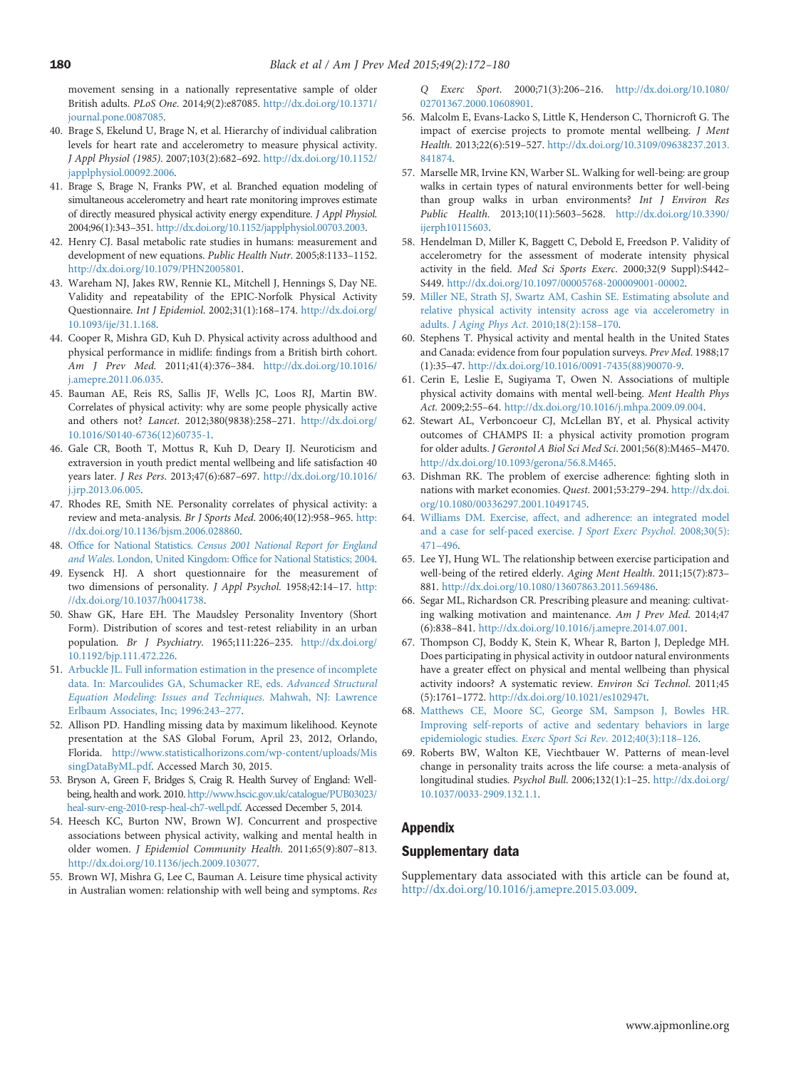movement sensing in a nationally representative sample of older British adults. *PLoS One*. 2014;9(2):e87085. http://dx.doi.org/10.1371/journal.pone.0087085.

40. Brage S, Ekelund U, Brage N, et al. Hierarchy of individual calibration levels for heart rate and accelerometry to measure physical activity. *J Appl Physiol (1985)*. 2007;103(2):682–692. http://dx.doi.org/10.1152/japplphysiol.00092.2006.
41. Brage S, Brage N, Franks PW, et al. Branched equation modeling of simultaneous accelerometry and heart rate monitoring improves estimate of directly measured physical activity energy expenditure. *J Appl Physiol*. 2004;96(1):343–351. http://dx.doi.org/10.1152/japplphysiol.00703.2003.
42. Henry CJ. Basal metabolic rate studies in humans: measurement and development of new equations. *Public Health Nutr*. 2005;8:1133–1152. http://dx.doi.org/10.1079/PHN2005801.
43. Wareham NJ, Jakes RW, Rennie KL, Mitchell J, Hennings S, Day NE. Validity and repeatability of the EPIC-Norfolk Physical Activity Questionnaire. *Int J Epidemiol*. 2002;31(1):168–174. http://dx.doi.org/10.1093/ije/31.1.168.
44. Cooper R, Mishra GD, Kuh D. Physical activity across adulthood and physical performance in midlife: findings from a British birth cohort. *Am J Prev Med*. 2011;41(4):376–384. http://dx.doi.org/10.1016/j.amepre.2011.06.035.
45. Bauman AE, Reis RS, Sallis JF, Wells JC, Loos RJ, Martin BW. Correlates of physical activity: why are some people physically active and others not? *Lancet*. 2012;380(9838):258–271. http://dx.doi.org/10.1016/S0140-6736(12)60735-1.
46. Gale CR, Booth T, Mottus R, Kuh D, Deary IJ. Neuroticism and extraversion in youth predict mental wellbeing and life satisfaction 40 years later. *J Res Pers*. 2013;47(6):687–697. http://dx.doi.org/10.1016/j.jrp.2013.06.005.
47. Rhodes RE, Smith NE. Personality correlates of physical activity: a review and meta-analysis. *Br J Sports Med*. 2006;40(12):958–965. http://dx.doi.org/10.1136/bjsm.2006.028860.
48. Office for National Statistics. *Census 2001 National Report for England and Wales*. London, United Kingdom: Office for National Statistics; 2004.
49. Eysenck HJ. A short questionnaire for the measurement of two dimensions of personality. *J Appl Psychol*. 1958;42:14–17. http://dx.doi.org/10.1037/h0041738.
50. Shaw GK, Hare EH. The Maudsley Personality Inventory (Short Form). Distribution of scores and test-retest reliability in an urban population. *Br J Psychiatry*. 1965;111:226–235. http://dx.doi.org/10.1192/bjp.111.472.226.
51. Arbuckle JL. Full information estimation in the presence of incomplete data. In: Marcoulides GA, Schumacker RE, eds. *Advanced Structural Equation Modeling: Issues and Techniques*. Mahwah, NJ: Lawrence Erlbaum Associates, Inc; 1996:243–277.
52. Allison PD. Handling missing data by maximum likelihood. Keynote presentation at the SAS Global Forum, April 23, 2012, Orlando, Florida. http://www.statisticalhorizons.com/wp-content/uploads/MissingDataByML.pdf. Accessed March 30, 2015.
53. Bryson A, Green F, Bridges S, Craig R. Health Survey of England: Well-being, health and work. 2010. http://www.hscic.gov.uk/catalogue/PUB03023/heal-surv-eng-2010-resp-heal-ch7-well.pdf. Accessed December 5, 2014.
54. Heesch KC, Burton NW, Brown WJ. Concurrent and prospective associations between physical activity, walking and mental health in older women. *J Epidemiol Community Health*. 2011;65(9):807–813. http://dx.doi.org/10.1136/jech.2009.103077.
55. Brown WJ, Mishra G, Lee C, Bauman A. Leisure time physical activity in Australian women: relationship with well being and symptoms. *Res Q Exerc Sport*. 2000;71(3):206–216. http://dx.doi.org/10.1080/02701367.2000.10608901.
56. Malcolm E, Evans-Lacko S, Little K, Henderson C, Thornicroft G. The impact of exercise projects to promote mental wellbeing. *J Ment Health*. 2013;22(6):519–527. http://dx.doi.org/10.3109/09638237.2013.841874.
57. Marselle MR, Irvine KN, Warber SL. Walking for well-being: are group walks in certain types of natural environments better for well-being than group walks in urban environments? *Int J Environ Res Public Health*. 2013;10(11):5603–5628. http://dx.doi.org/10.3390/ijerph10115603.
58. Hendelman D, Miller K, Baggett C, Debold E, Freedson P. Validity of accelerometry for the assessment of moderate intensity physical activity in the field. *Med Sci Sports Exerc*. 2000;32(9 Suppl):S442–S449. http://dx.doi.org/10.1097/00005768-200009001-00002.
59. Miller NE, Strath SJ, Swartz AM, Cashin SE. Estimating absolute and relative physical activity intensity across age via accelerometry in adults. *J Aging Phys Act*. 2010;18(2):158–170.
60. Stephens T. Physical activity and mental health in the United States and Canada: evidence from four population surveys. *Prev Med*. 1988;17(1):35–47. http://dx.doi.org/10.1016/0091-7435(88)90070-9.
61. Cerin E, Leslie E, Sugiyama T, Owen N. Associations of multiple physical activity domains with mental well-being. *Ment Health Phys Act*. 2009;2:55–64. http://dx.doi.org/10.1016/j.mhpa.2009.09.004.
62. Stewart AL, Verboncoeur CJ, McLellan BY, et al. Physical activity outcomes of CHAMPS II: a physical activity promotion program for older adults. *J Gerontol A Biol Sci Med Sci*. 2001;56(8):M465–M470. http://dx.doi.org/10.1093/gerona/56.8.M465.
63. Dishman RK. The problem of exercise adherence: fighting sloth in nations with market economies. *Quest*. 2001;53:279–294. http://dx.doi.org/10.1080/00336297.2001.10491745.
64. Williams DM. Exercise, affect, and adherence: an integrated model and a case for self-paced exercise. *J Sport Exerc Psychol*. 2008;30(5):471–496.
65. Lee YJ, Hung WL. The relationship between exercise participation and well-being of the retired elderly. *Aging Ment Health*. 2011;15(7):873–881. http://dx.doi.org/10.1080/13607863.2011.569486.
66. Segar ML, Richardson CR. Prescribing pleasure and meaning: cultivating walking motivation and maintenance. *Am J Prev Med*. 2014;47(6):838–841. http://dx.doi.org/10.1016/j.amepre.2014.07.001.
67. Thompson CJ, Boddy K, Stein K, Whear R, Barton J, Depledge MH. Does participating in physical activity in outdoor natural environments have a greater effect on physical and mental wellbeing than physical activity indoors? A systematic review. *Environ Sci Technol*. 2011;45(5):1761–1772. http://dx.doi.org/10.1021/es102947t.
68. Matthews CE, Moore SC, George SM, Sampson J, Bowles HR. Improving self-reports of active and sedentary behaviors in large epidemiologic studies. *Exerc Sport Sci Rev*. 2012;40(3):118–126.
69. Roberts BW, Walton KE, Viechtbauer W. Patterns of mean-level change in personality traits across the life course: a meta-analysis of longitudinal studies. *Psychol Bull*. 2006;132(1):1–25. http://dx.doi.org/10.1037/0033-2909.132.1.1.

## Appendix

### Supplementary data

Supplementary data associated with this article can be found at, http://dx.doi.org/10.1016/j.amepre.2015.03.009.